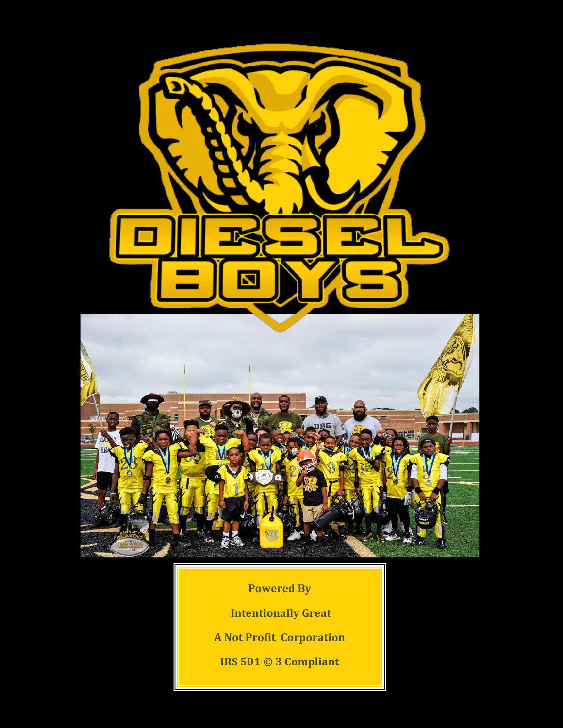# DIESEL BOYS

**Powered By**

**Intentionally Great**

**A Not Profit Corporation**

**IRS 501 © 3 Compliant**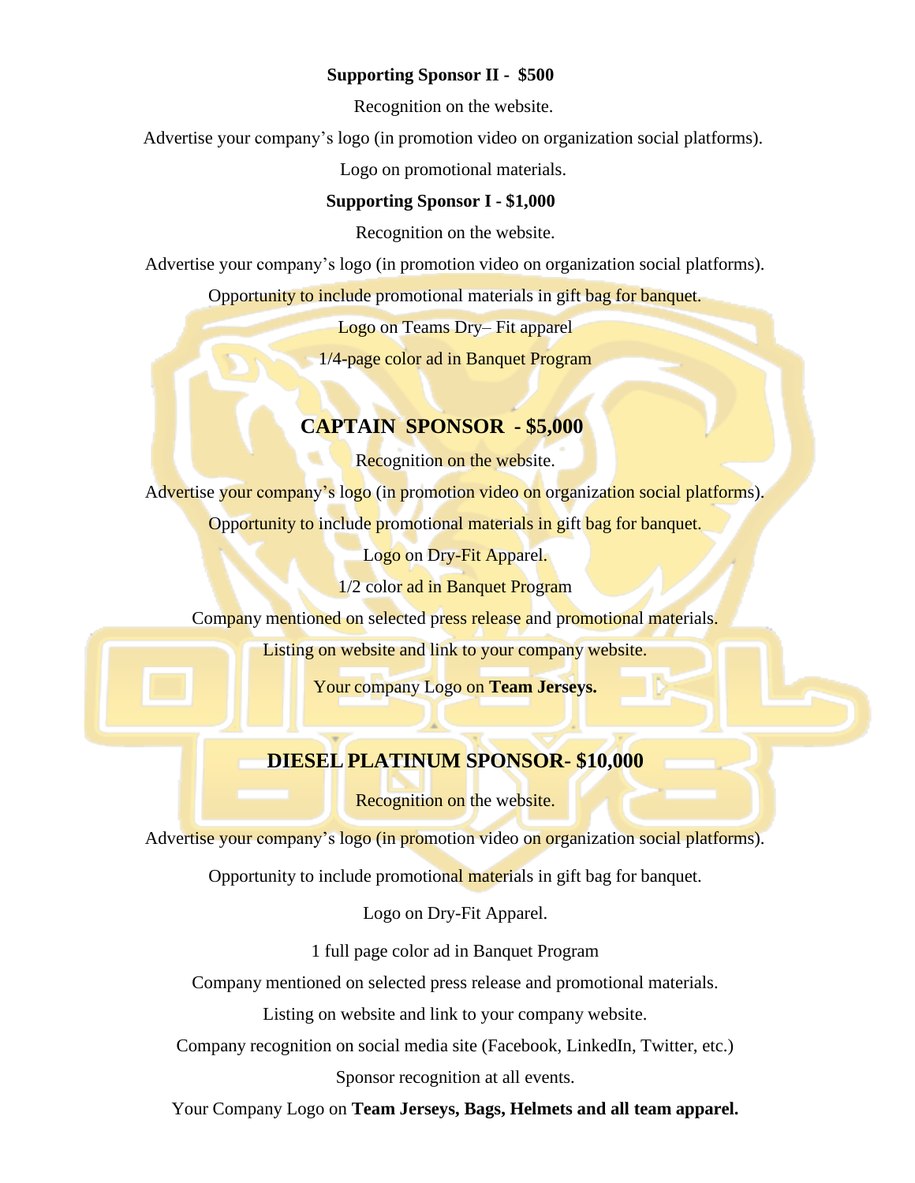**Supporting Sponsor II - $500**

Recognition on the website.

Advertise your company's logo (in promotion video on organization social platforms).

Logo on promotional materials.

**Supporting Sponsor I - $1,000**

Recognition on the website.

Advertise your company's logo (in promotion video on organization social platforms).

Opportunity to include promotional materials in gift bag for banquet.

Logo on Teams Dry– Fit apparel

1/4-page color ad in Banquet Program

## CAPTAIN SPONSOR - $5,000

Recognition on the website.

Advertise your company's logo (in promotion video on organization social platforms).

Opportunity to include promotional materials in gift bag for banquet.

Logo on Dry-Fit Apparel.

1/2 color ad in Banquet Program

Company mentioned on selected press release and promotional materials.

Listing on website and link to your company website.

Your company Logo on **Team Jerseys.**

## DIESEL PLATINUM SPONSOR- $10,000

Recognition on the website.

Advertise your company's logo (in promotion video on organization social platforms).

Opportunity to include promotional materials in gift bag for banquet.

Logo on Dry-Fit Apparel.

1 full page color ad in Banquet Program

Company mentioned on selected press release and promotional materials.

Listing on website and link to your company website.

Company recognition on social media site (Facebook, LinkedIn, Twitter, etc.)

Sponsor recognition at all events.

Your Company Logo on **Team Jerseys, Bags, Helmets and all team apparel.**